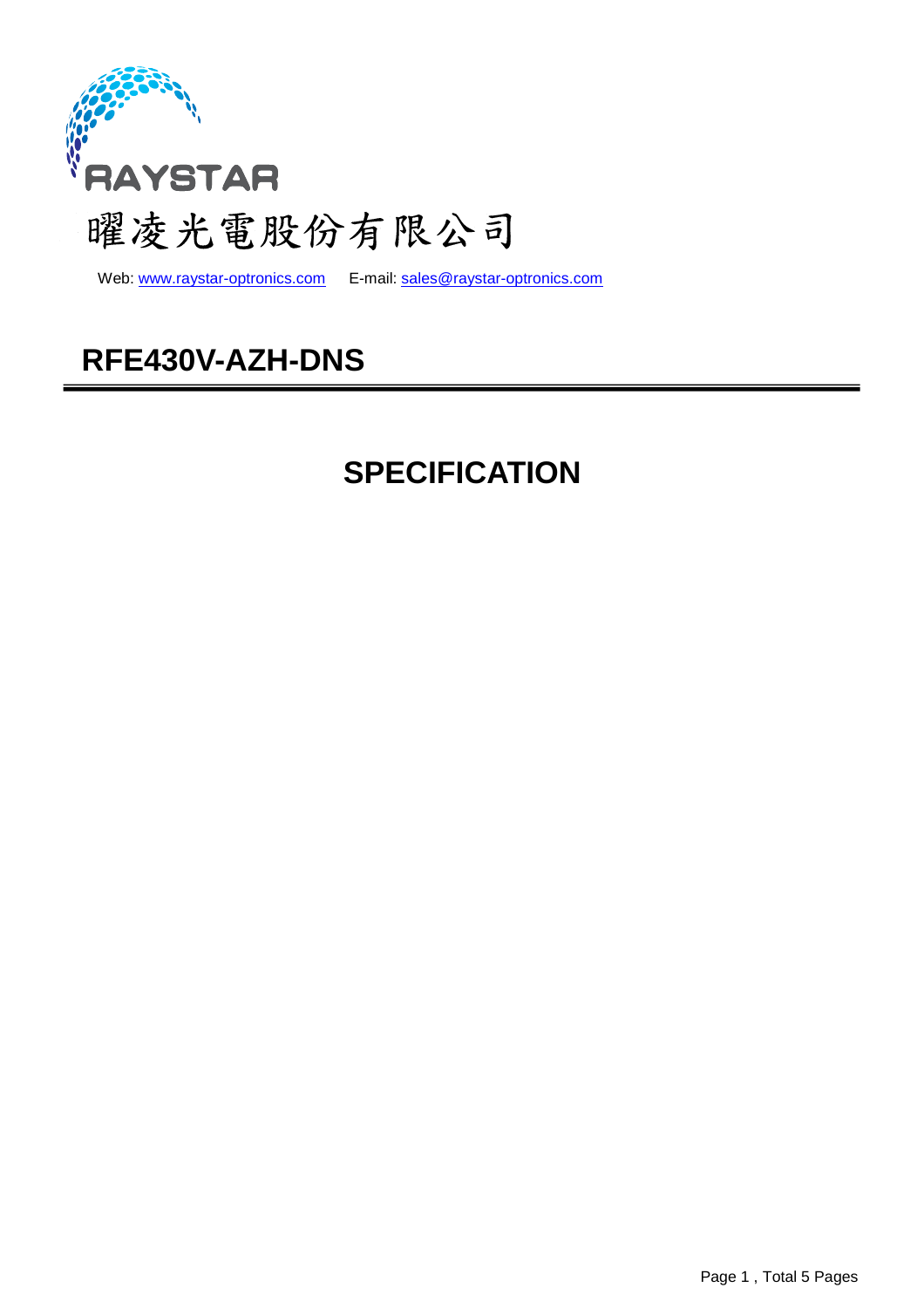RAYSTAR

曜凌光電股份有限公司

Web: www.raystar-optronics.com E-mail: sales@raystar-optronics.com

# RFE430V-AZH-DNS

## SPECIFICATION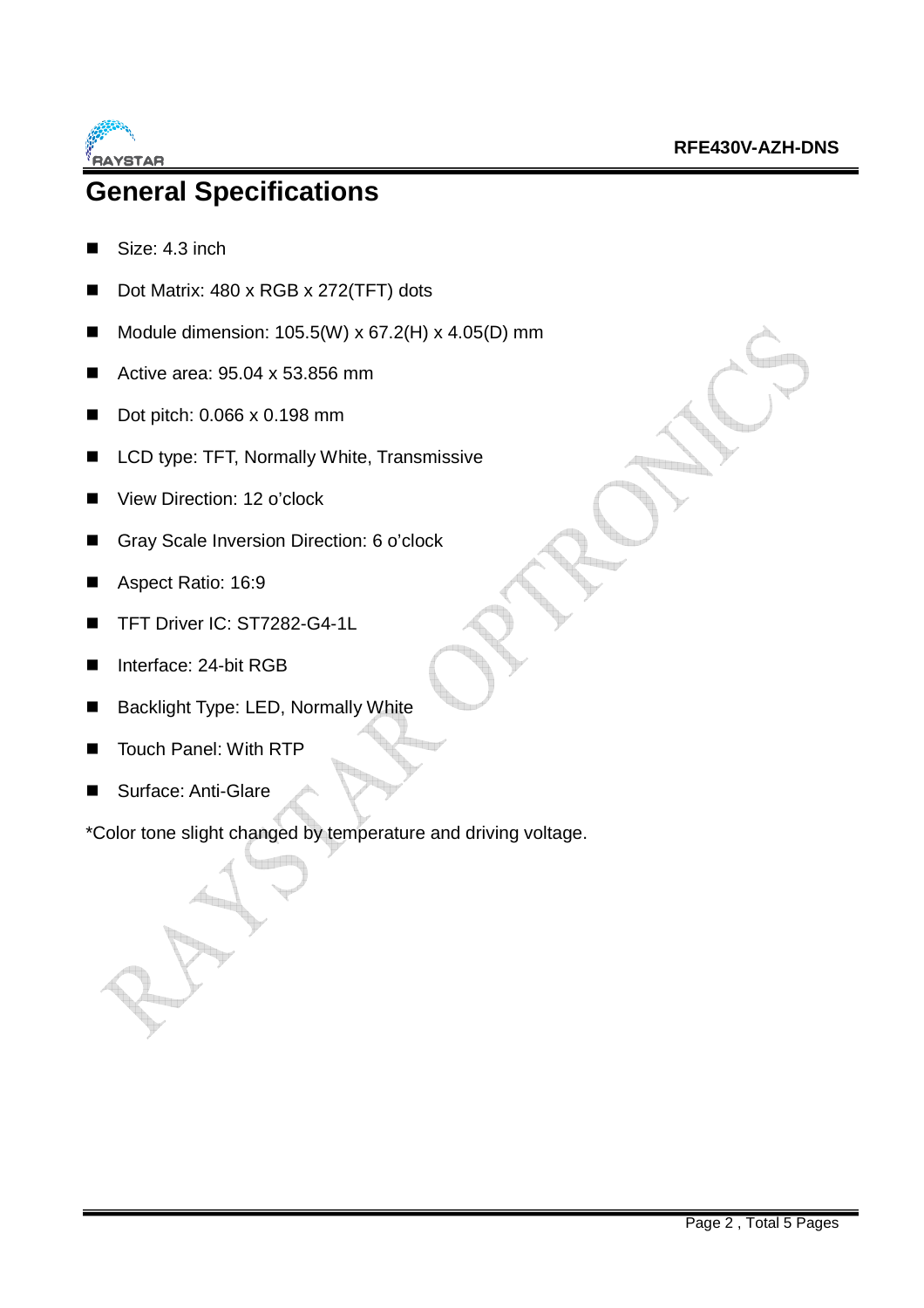# General Specifications

- Size: 4.3 inch
- Dot Matrix: 480 x RGB x 272(TFT) dots
- Module dimension: 105.5(W) x 67.2(H) x 4.05(D) mm
- Active area: 95.04 x 53.856 mm
- Dot pitch: 0.066 x 0.198 mm
- LCD type: TFT, Normally White, Transmissive
- View Direction: 12 o'clock
- Gray Scale Inversion Direction: 6 o'clock
- Aspect Ratio: 16:9
- TFT Driver IC: ST7282-G4-1L
- Interface: 24-bit RGB
- Backlight Type: LED, Normally White
- Touch Panel: With RTP
- Surface: Anti-Glare

*Color tone slight changed by temperature and driving voltage.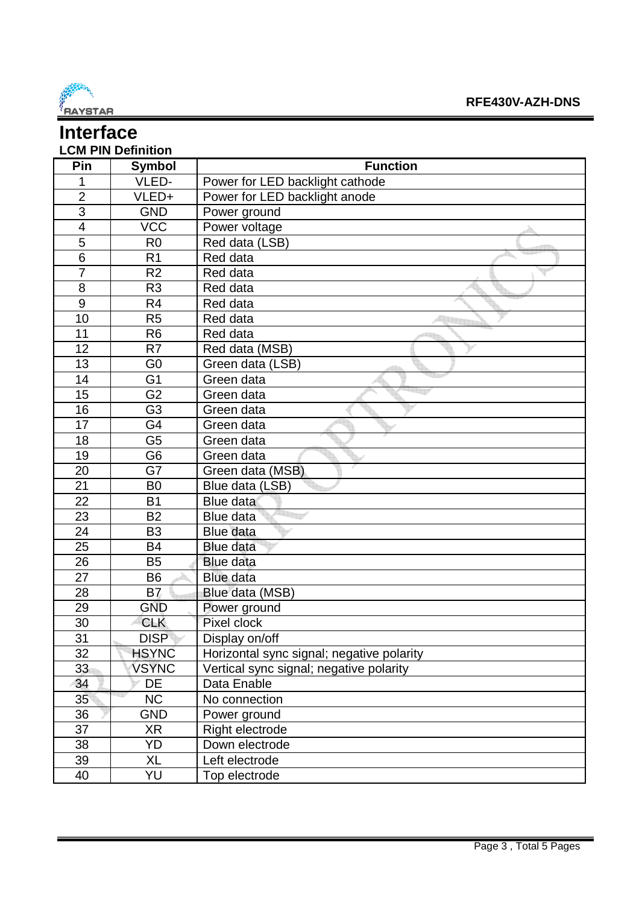# Interface

**LCM PIN Definition**

| Pin | Symbol | Function |
|---|---|---|
| 1 | VLED- | Power for LED backlight cathode |
| 2 | VLED+ | Power for LED backlight anode |
| 3 | GND | Power ground |
| 4 | VCC | Power voltage |
| 5 | R0 | Red data (LSB) |
| 6 | R1 | Red data |
| 7 | R2 | Red data |
| 8 | R3 | Red data |
| 9 | R4 | Red data |
| 10 | R5 | Red data |
| 11 | R6 | Red data |
| 12 | R7 | Red data (MSB) |
| 13 | G0 | Green data (LSB) |
| 14 | G1 | Green data |
| 15 | G2 | Green data |
| 16 | G3 | Green data |
| 17 | G4 | Green data |
| 18 | G5 | Green data |
| 19 | G6 | Green data |
| 20 | G7 | Green data (MSB) |
| 21 | B0 | Blue data (LSB) |
| 22 | B1 | Blue data |
| 23 | B2 | Blue data |
| 24 | B3 | Blue data |
| 25 | B4 | Blue data |
| 26 | B5 | Blue data |
| 27 | B6 | Blue data |
| 28 | B7 | Blue data (MSB) |
| 29 | GND | Power ground |
| 30 | CLK | Pixel clock |
| 31 | DISP | Display on/off |
| 32 | HSYNC | Horizontal sync signal; negative polarity |
| 33 | VSYNC | Vertical sync signal; negative polarity |
| 34 | DE | Data Enable |
| 35 | NC | No connection |
| 36 | GND | Power ground |
| 37 | XR | Right electrode |
| 38 | YD | Down electrode |
| 39 | XL | Left electrode |
| 40 | YU | Top electrode |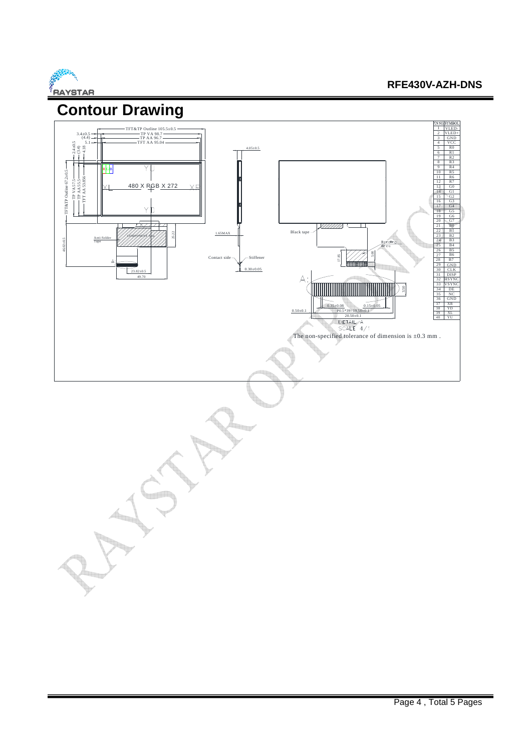# Contour Drawing

| PIN NO. | SYMBOL |
|---|---|
| 1 | VLED- |
| 2 | VLED+ |
| 3 | GND |
| 4 | VCC |
| 5 | R0 |
| 6 | R1 |
| 7 | R2 |
| 8 | R3 |
| 9 | R4 |
| 10 | R5 |
| 11 | R6 |
| 12 | R7 |
| 13 | G0 |
| 14 | G1 |
| 15 | G2 |
| 16 | G3 |
| 17 | G4 |
| 18 | G5 |
| 19 | G6 |
| 20 | G7 |
| 21 | B0 |
| 22 | B1 |
| 23 | B2 |
| 24 | B3 |
| 25 | B4 |
| 26 | B5 |
| 27 | B6 |
| 28 | B7 |
| 29 | GND |
| 30 | CLK |
| 31 | DISP |
| 32 | HSYNC |
| 33 | VSYNC |
| 34 | DE |
| 35 | NC |
| 36 | GND |
| 37 | XR |
| 38 | YD |
| 39 | XL |
| 40 | YU |

TFT&TP Outline 105.5±0.5
TP VA 98.7
TP AA 96.7
TFT AA 95.04
3.4±0.5
(4.4)
5.1
2.4±0.5
(3.4)
4.18
TFT&TP Outline 67.2±0.5
TP VA 57.5
TP AA 55.5
TFT AA 53.856
480 X RGB X 272
YU XL XR YD
46.02±0.5
Anti-Solder Tape
COMPONENT Area
25.22
23.82±0.5
49.70
A
4.05±0.5
1.65MAX
Contact side
Stiffener
0.30±0.05
Black tape
Bending Area
17.85
5.00
3.50
0.35±0.08
0.15±0.05
0.50±0.1
P0.5*39=19.50±0.1
20.50±0.1
DETAIL A
SCALE 4/1

The non-specified tolerance of dimension is ±0.3 mm .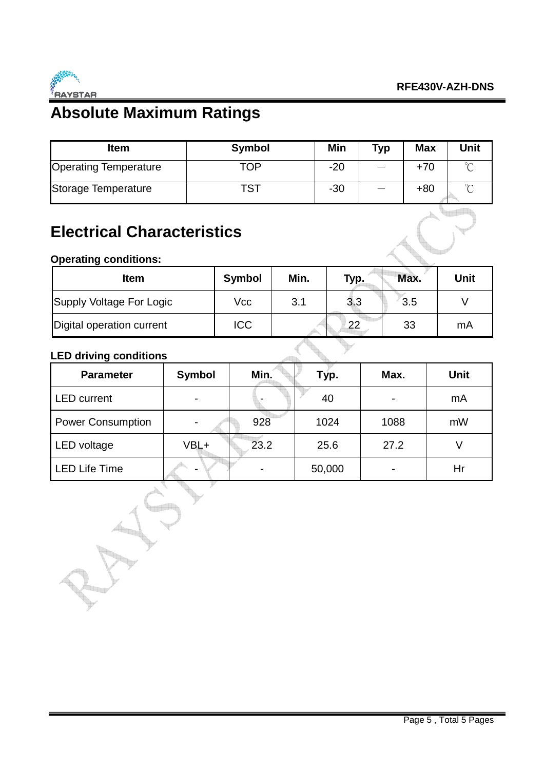# Absolute Maximum Ratings

| Item | Symbol | Min | Typ | Max | Unit |
|---|---|---|---|---|---|
| Operating Temperature | TOP | -20 | — | +70 | ℃ |
| Storage Temperature | TST | -30 | — | +80 | ℃ |

# Electrical Characteristics

**Operating conditions:**

| Item | Symbol | Min. | Typ. | Max. | Unit |
|---|---|---|---|---|---|
| Supply Voltage For Logic | Vcc | 3.1 | 3.3 | 3.5 | V |
| Digital operation current | ICC | | 22 | 33 | mA |

**LED driving conditions**

| Parameter | Symbol | Min. | Typ. | Max. | Unit |
|---|---|---|---|---|---|
| LED current | - | - | 40 | - | mA |
| Power Consumption | - | 928 | 1024 | 1088 | mW |
| LED voltage | VBL+ | 23.2 | 25.6 | 27.2 | V |
| LED Life Time | - | - | 50,000 | - | Hr |